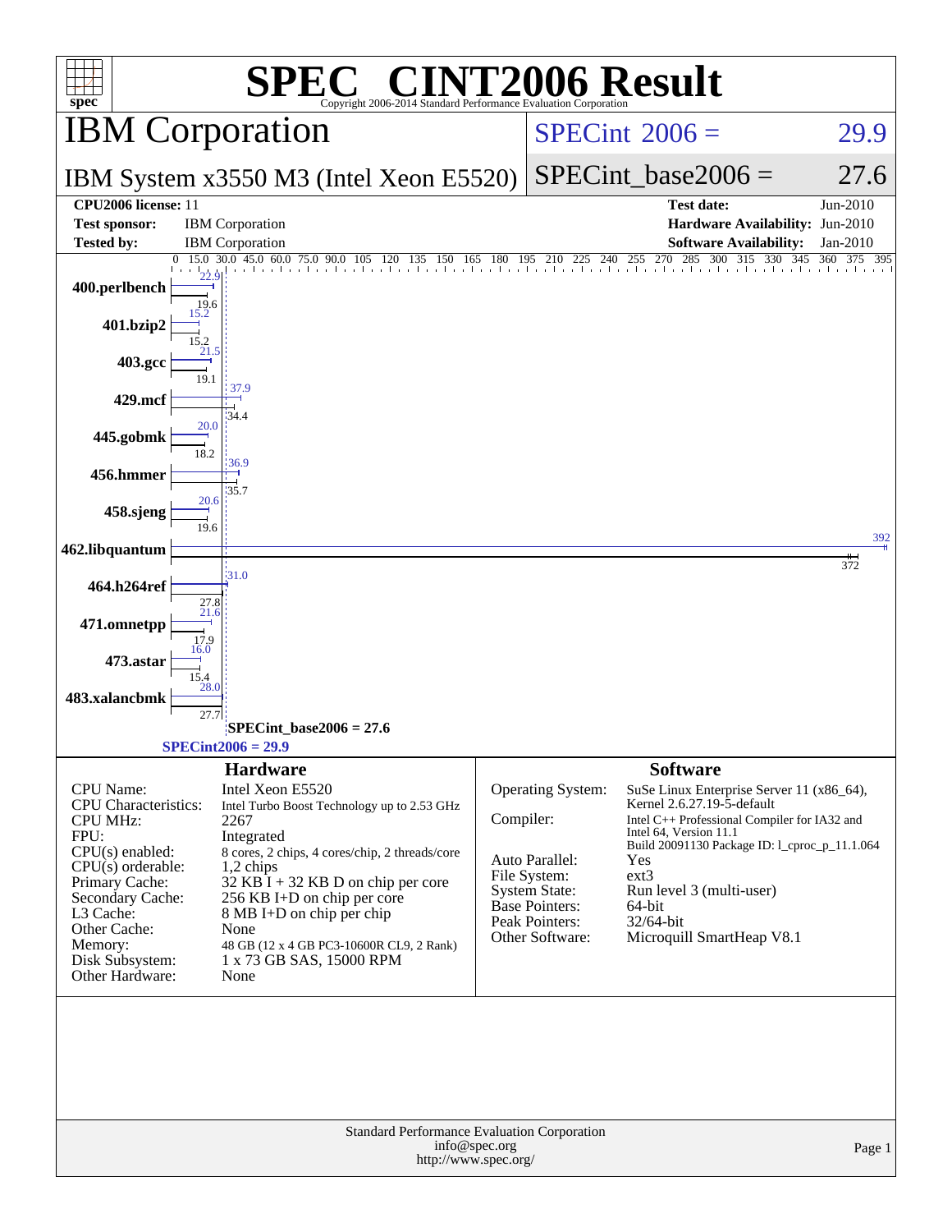# SPEC CINT2006 Result

Copyright 2006-2014 Standard Performance Evaluation Corporation

## IBM Corporation

**IBM System x3550 M3 (Intel Xeon E5520)**

SPECint 2006 = 29.9

SPECint_base2006 = 27.6

| | | | |
|---|---|---|---|
| **CPU2006 license:** | 11 | **Test date:** | Jun-2010 |
| **Test sponsor:** | IBM Corporation | **Hardware Availability:** | Jun-2010 |
| **Tested by:** | IBM Corporation | **Software Availability:** | Jan-2010 |

| Benchmark | Peak | Base |
|---|---|---|
| 400.perlbench | 22.9 | 19.6 |
| 401.bzip2 | 15.2 | 15.2 |
| 403.gcc | 21.5 | 19.1 |
| 429.mcf | 37.9 | 34.4 |
| 445.gobmk | 20.0 | 18.2 |
| 456.hmmer | 36.9 | 35.7 |
| 458.sjeng | 20.6 | 19.6 |
| 462.libquantum | 392 | 372 |
| 464.h264ref | 31.0 | 27.8 |
| 471.omnetpp | 21.6 | 17.9 |
| 473.astar | 16.0 | 15.4 |
| 483.xalancbmk | 28.0 | 27.7 |

SPECint_base2006 = 27.6

SPECint2006 = 29.9

### Hardware

| | |
|---|---|
| CPU Name: | Intel Xeon E5520 |
| CPU Characteristics: | Intel Turbo Boost Technology up to 2.53 GHz |
| CPU MHz: | 2267 |
| FPU: | Integrated |
| CPU(s) enabled: | 8 cores, 2 chips, 4 cores/chip, 2 threads/core |
| CPU(s) orderable: | 1,2 chips |
| Primary Cache: | 32 KB I + 32 KB D on chip per core |
| Secondary Cache: | 256 KB I+D on chip per core |
| L3 Cache: | 8 MB I+D on chip per chip |
| Other Cache: | None |
| Memory: | 48 GB (12 x 4 GB PC3-10600R CL9, 2 Rank) |
| Disk Subsystem: | 1 x 73 GB SAS, 15000 RPM |
| Other Hardware: | None |

### Software

| | |
|---|---|
| Operating System: | SuSe Linux Enterprise Server 11 (x86_64), Kernel 2.6.27.19-5-default |
| Compiler: | Intel C++ Professional Compiler for IA32 and Intel 64, Version 11.1 Build 20091130 Package ID: l_cproc_p_11.1.064 |
| Auto Parallel: | Yes |
| File System: | ext3 |
| System State: | Run level 3 (multi-user) |
| Base Pointers: | 64-bit |
| Peak Pointers: | 32/64-bit |
| Other Software: | Microquill SmartHeap V8.1 |

Standard Performance Evaluation Corporation
info@spec.org
http://www.spec.org/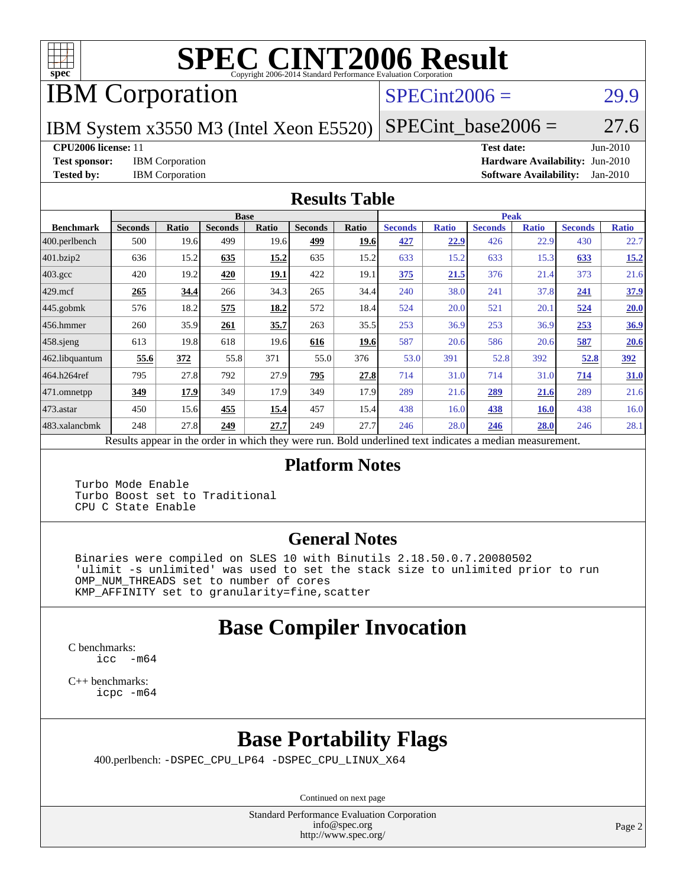# SPEC CINT2006 Result

Copyright 2006-2014 Standard Performance Evaluation Corporation

## IBM Corporation

**SPECint2006 = 29.9**

IBM System x3550 M3 (Intel Xeon E5520)

**SPECint_base2006 = 27.6**

**CPU2006 license:** 11
**Test sponsor:** IBM Corporation
**Tested by:** IBM Corporation
**Test date:** Jun-2010
**Hardware Availability:** Jun-2010
**Software Availability:** Jan-2010

## Results Table

| Benchmark | Base | | | | | | Peak | | | | | |
|---|---|---|---|---|---|---|---|---|---|---|---|---|
| | Seconds | Ratio | Seconds | Ratio | Seconds | Ratio | Seconds | Ratio | Seconds | Ratio | Seconds | Ratio |
| 400.perlbench | 500 | 19.6 | 499 | 19.6 | **499** | **19.6** | **427** | **22.9** | 426 | 22.9 | 430 | 22.7 |
| 401.bzip2 | 636 | 15.2 | **635** | **15.2** | 635 | 15.2 | 633 | 15.2 | 633 | 15.3 | **633** | **15.2** |
| 403.gcc | 420 | 19.2 | **420** | **19.1** | 422 | 19.1 | **375** | **21.5** | 376 | 21.4 | 373 | 21.6 |
| 429.mcf | **265** | **34.4** | 266 | 34.3 | 265 | 34.4 | 240 | 38.0 | 241 | 37.8 | **241** | **37.9** |
| 445.gobmk | 576 | 18.2 | **575** | **18.2** | 572 | 18.4 | 524 | 20.0 | 521 | 20.1 | **524** | **20.0** |
| 456.hmmer | 260 | 35.9 | **261** | **35.7** | 263 | 35.5 | 253 | 36.9 | 253 | 36.9 | **253** | **36.9** |
| 458.sjeng | 613 | 19.8 | 618 | 19.6 | **616** | **19.6** | 587 | 20.6 | 586 | 20.6 | **587** | **20.6** |
| 462.libquantum | **55.6** | **372** | 55.8 | 371 | 55.0 | 376 | 53.0 | 391 | 52.8 | 392 | **52.8** | **392** |
| 464.h264ref | 795 | 27.8 | 792 | 27.9 | **795** | **27.8** | 714 | 31.0 | 714 | 31.0 | **714** | **31.0** |
| 471.omnetpp | **349** | **17.9** | 349 | 17.9 | 349 | 17.9 | 289 | 21.6 | **289** | **21.6** | 289 | 21.6 |
| 473.astar | 450 | 15.6 | **455** | **15.4** | 457 | 15.4 | 438 | 16.0 | **438** | **16.0** | 438 | 16.0 |
| 483.xalancbmk | 248 | 27.8 | **249** | **27.7** | 249 | 27.7 | 246 | 28.0 | **246** | **28.0** | 246 | 28.1 |

Results appear in the order in which they were run. Bold underlined text indicates a median measurement.

## Platform Notes

```
Turbo Mode Enable
Turbo Boost set to Traditional
CPU C State Enable
```

## General Notes

```
Binaries were compiled on SLES 10 with Binutils 2.18.50.0.7.20080502
'ulimit -s unlimited' was used to set the stack size to unlimited prior to run
OMP_NUM_THREADS set to number of cores
KMP_AFFINITY set to granularity=fine,scatter
```

## Base Compiler Invocation

C benchmarks:
```
icc  -m64
```

C++ benchmarks:
```
icpc -m64
```

## Base Portability Flags

400.perlbench: `-DSPEC_CPU_LP64 -DSPEC_CPU_LINUX_X64`

Continued on next page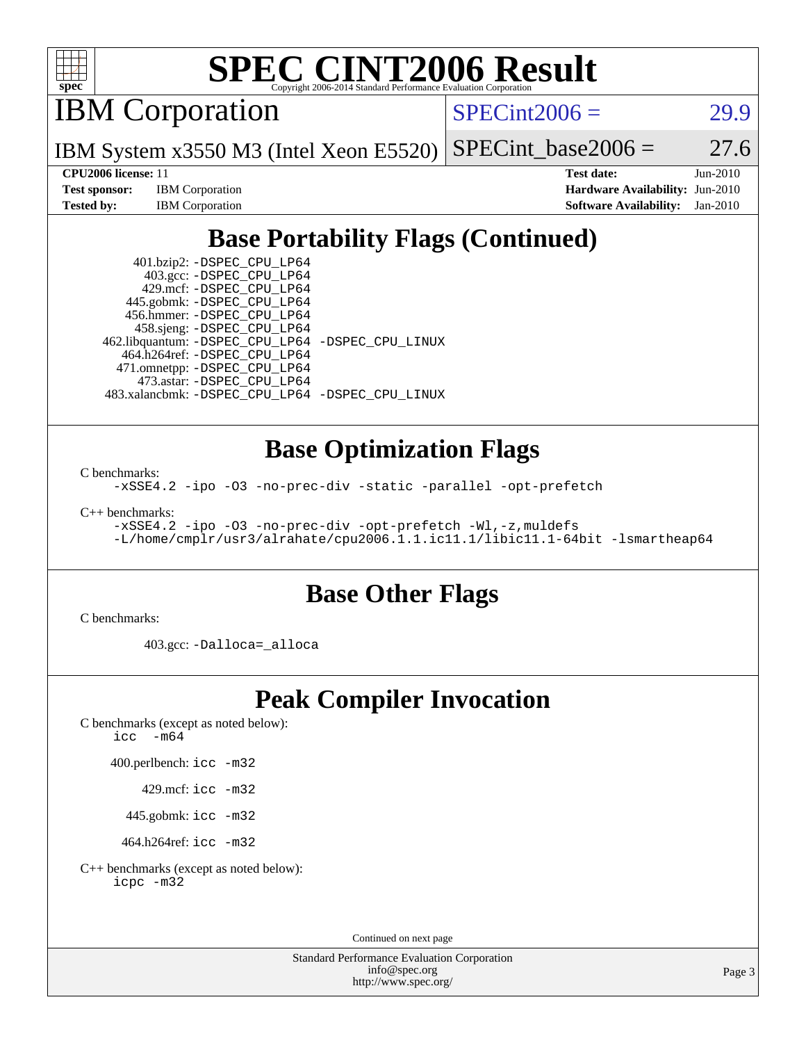# SPEC CINT2006 Result

Copyright 2006-2014 Standard Performance Evaluation Corporation

## IBM Corporation

IBM System x3550 M3 (Intel Xeon E5520)

SPECint2006 = 29.9

SPECint_base2006 = 27.6

| | | | |
|---|---|---|---|
| **CPU2006 license:** 11 | | **Test date:** | Jun-2010 |
| **Test sponsor:** | IBM Corporation | **Hardware Availability:** | Jun-2010 |
| **Tested by:** | IBM Corporation | **Software Availability:** | Jan-2010 |

## Base Portability Flags (Continued)

```
     401.bzip2: -DSPEC_CPU_LP64
       403.gcc: -DSPEC_CPU_LP64
       429.mcf: -DSPEC_CPU_LP64
     445.gobmk: -DSPEC_CPU_LP64
     456.hmmer: -DSPEC_CPU_LP64
     458.sjeng: -DSPEC_CPU_LP64
462.libquantum: -DSPEC_CPU_LP64 -DSPEC_CPU_LINUX
   464.h264ref: -DSPEC_CPU_LP64
   471.omnetpp: -DSPEC_CPU_LP64
     473.astar: -DSPEC_CPU_LP64
483.xalancbmk: -DSPEC_CPU_LP64 -DSPEC_CPU_LINUX
```

## Base Optimization Flags

C benchmarks:

```
-xSSE4.2 -ipo -O3 -no-prec-div -static -parallel -opt-prefetch
```

C++ benchmarks:

```
-xSSE4.2 -ipo -O3 -no-prec-div -opt-prefetch -Wl,-z,muldefs
-L/home/cmplr/usr3/alrahate/cpu2006.1.1.ic11.1/libic11.1-64bit -lsmartheap64
```

## Base Other Flags

C benchmarks:

```
403.gcc: -Dalloca=_alloca
```

## Peak Compiler Invocation

C benchmarks (except as noted below):

```
icc  -m64
```

```
400.perlbench: icc -m32
      429.mcf: icc -m32
    445.gobmk: icc -m32
  464.h264ref: icc -m32
```

C++ benchmarks (except as noted below):

```
icpc -m32
```

Continued on next page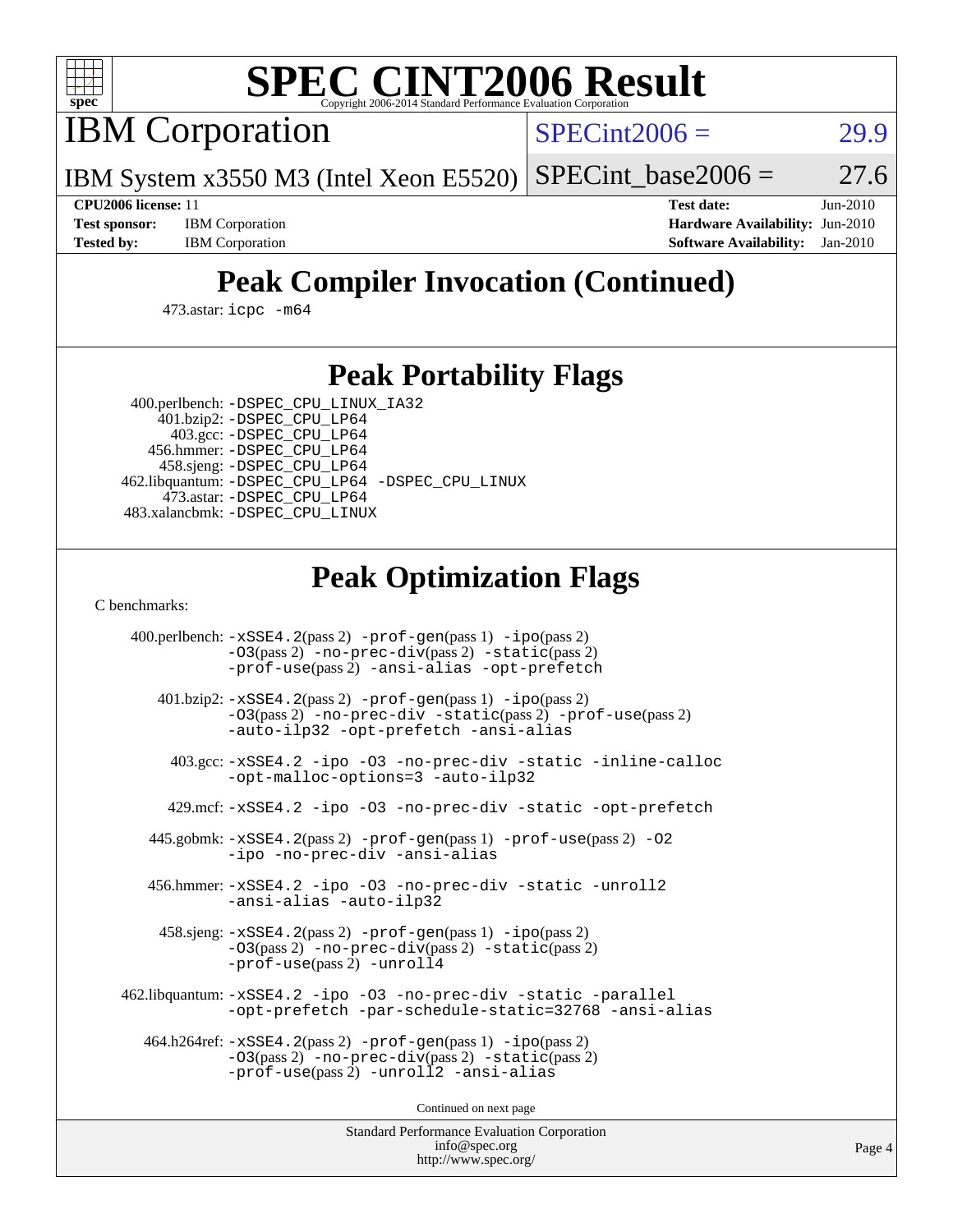# SPEC CINT2006 Result

Copyright 2006-2014 Standard Performance Evaluation Corporation

## IBM Corporation

IBM System x3550 M3 (Intel Xeon E5520)

SPECint2006 = 29.9

SPECint_base2006 = 27.6

**CPU2006 license:** 11
**Test sponsor:** IBM Corporation
**Tested by:** IBM Corporation

**Test date:** Jun-2010
**Hardware Availability:** Jun-2010
**Software Availability:** Jan-2010

## Peak Compiler Invocation (Continued)

473.astar: `icpc -m64`

## Peak Portability Flags

400.perlbench: `-DSPEC_CPU_LINUX_IA32`
401.bzip2: `-DSPEC_CPU_LP64`
403.gcc: `-DSPEC_CPU_LP64`
456.hmmer: `-DSPEC_CPU_LP64`
458.sjeng: `-DSPEC_CPU_LP64`
462.libquantum: `-DSPEC_CPU_LP64 -DSPEC_CPU_LINUX`
473.astar: `-DSPEC_CPU_LP64`
483.xalancbmk: `-DSPEC_CPU_LINUX`

## Peak Optimization Flags

C benchmarks:

400.perlbench: `-xSSE4.2`(pass 2) `-prof-gen`(pass 1) `-ipo`(pass 2) `-O3`(pass 2) `-no-prec-div`(pass 2) `-static`(pass 2) `-prof-use`(pass 2) `-ansi-alias -opt-prefetch`

401.bzip2: `-xSSE4.2`(pass 2) `-prof-gen`(pass 1) `-ipo`(pass 2) `-O3`(pass 2) `-no-prec-div -static`(pass 2) `-prof-use`(pass 2) `-auto-ilp32 -opt-prefetch -ansi-alias`

403.gcc: `-xSSE4.2 -ipo -O3 -no-prec-div -static -inline-calloc -opt-malloc-options=3 -auto-ilp32`

429.mcf: `-xSSE4.2 -ipo -O3 -no-prec-div -static -opt-prefetch`

445.gobmk: `-xSSE4.2`(pass 2) `-prof-gen`(pass 1) `-prof-use`(pass 2) `-O2 -ipo -no-prec-div -ansi-alias`

456.hmmer: `-xSSE4.2 -ipo -O3 -no-prec-div -static -unroll2 -ansi-alias -auto-ilp32`

458.sjeng: `-xSSE4.2`(pass 2) `-prof-gen`(pass 1) `-ipo`(pass 2) `-O3`(pass 2) `-no-prec-div`(pass 2) `-static`(pass 2) `-prof-use`(pass 2) `-unroll4`

462.libquantum: `-xSSE4.2 -ipo -O3 -no-prec-div -static -parallel -opt-prefetch -par-schedule-static=32768 -ansi-alias`

464.h264ref: `-xSSE4.2`(pass 2) `-prof-gen`(pass 1) `-ipo`(pass 2) `-O3`(pass 2) `-no-prec-div`(pass 2) `-static`(pass 2) `-prof-use`(pass 2) `-unroll2 -ansi-alias`

Continued on next page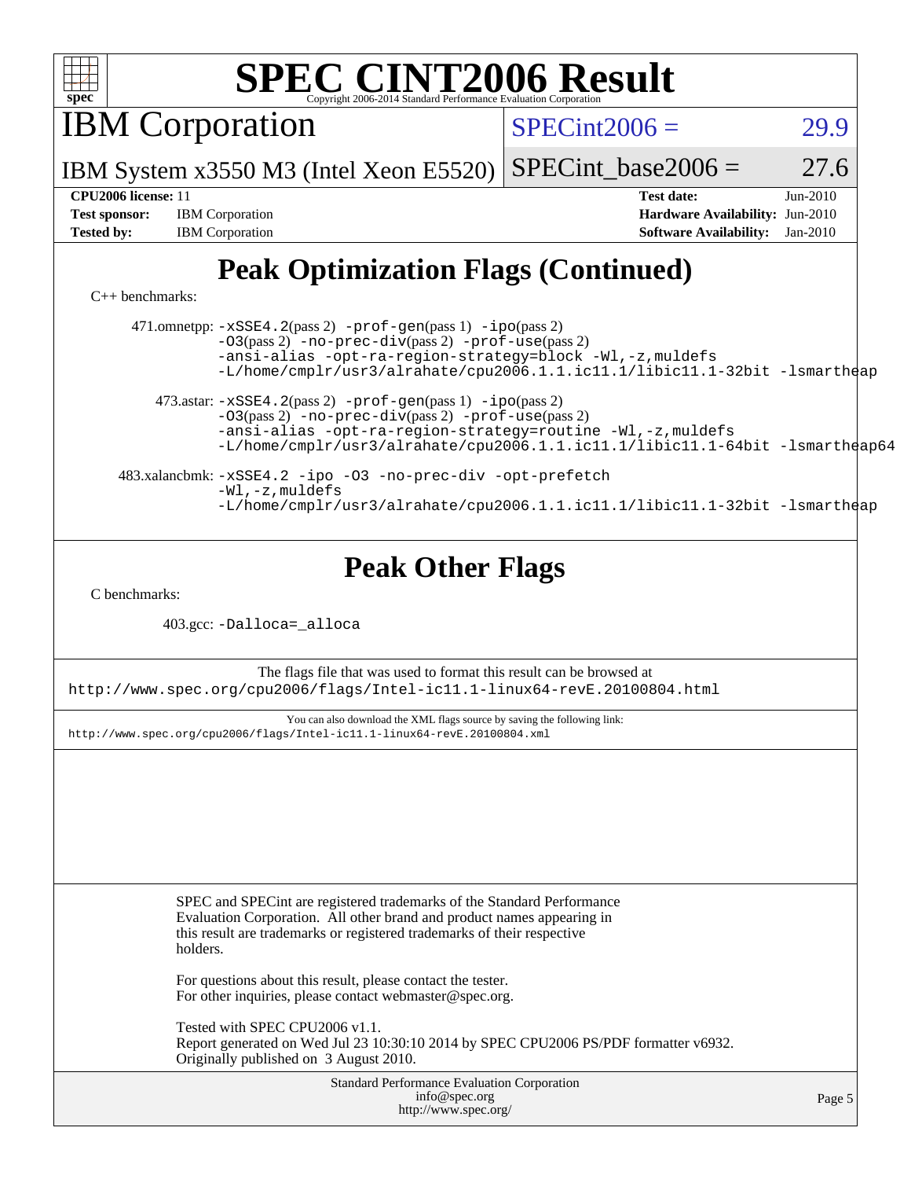# SPEC CINT2006 Result

Copyright 2006-2014 Standard Performance Evaluation Corporation

## IBM Corporation

IBM System x3550 M3 (Intel Xeon E5520)

SPECint2006 = 29.9

SPECint_base2006 = 27.6

| | | | |
|---|---|---|---|
| **CPU2006 license:** 11 | | **Test date:** | Jun-2010 |
| **Test sponsor:** | IBM Corporation | **Hardware Availability:** | Jun-2010 |
| **Tested by:** | IBM Corporation | **Software Availability:** | Jan-2010 |

## Peak Optimization Flags (Continued)

C++ benchmarks:

471.omnetpp: `-xSSE4.2`(pass 2) `-prof-gen`(pass 1) `-ipo`(pass 2) `-O3`(pass 2) `-no-prec-div`(pass 2) `-prof-use`(pass 2) `-ansi-alias` `-opt-ra-region-strategy=block` `-Wl,-z,muldefs` `-L/home/cmplr/usr3/alrahate/cpu2006.1.1.ic11.1/libic11.1-32bit` `-lsmartheap`

473.astar: `-xSSE4.2`(pass 2) `-prof-gen`(pass 1) `-ipo`(pass 2) `-O3`(pass 2) `-no-prec-div`(pass 2) `-prof-use`(pass 2) `-ansi-alias` `-opt-ra-region-strategy=routine` `-Wl,-z,muldefs` `-L/home/cmplr/usr3/alrahate/cpu2006.1.1.ic11.1/libic11.1-64bit` `-lsmartheap64`

483.xalancbmk: `-xSSE4.2` `-ipo` `-O3` `-no-prec-div` `-opt-prefetch` `-Wl,-z,muldefs` `-L/home/cmplr/usr3/alrahate/cpu2006.1.1.ic11.1/libic11.1-32bit` `-lsmartheap`

## Peak Other Flags

C benchmarks:

403.gcc: `-Dalloca=_alloca`

The flags file that was used to format this result can be browsed at
http://www.spec.org/cpu2006/flags/Intel-ic11.1-linux64-revE.20100804.html

You can also download the XML flags source by saving the following link:
http://www.spec.org/cpu2006/flags/Intel-ic11.1-linux64-revE.20100804.xml

SPEC and SPECint are registered trademarks of the Standard Performance Evaluation Corporation. All other brand and product names appearing in this result are trademarks or registered trademarks of their respective holders.

For questions about this result, please contact the tester.
For other inquiries, please contact webmaster@spec.org.

Tested with SPEC CPU2006 v1.1.
Report generated on Wed Jul 23 10:30:10 2014 by SPEC CPU2006 PS/PDF formatter v6932.
Originally published on 3 August 2010.

Standard Performance Evaluation Corporation
info@spec.org
http://www.spec.org/